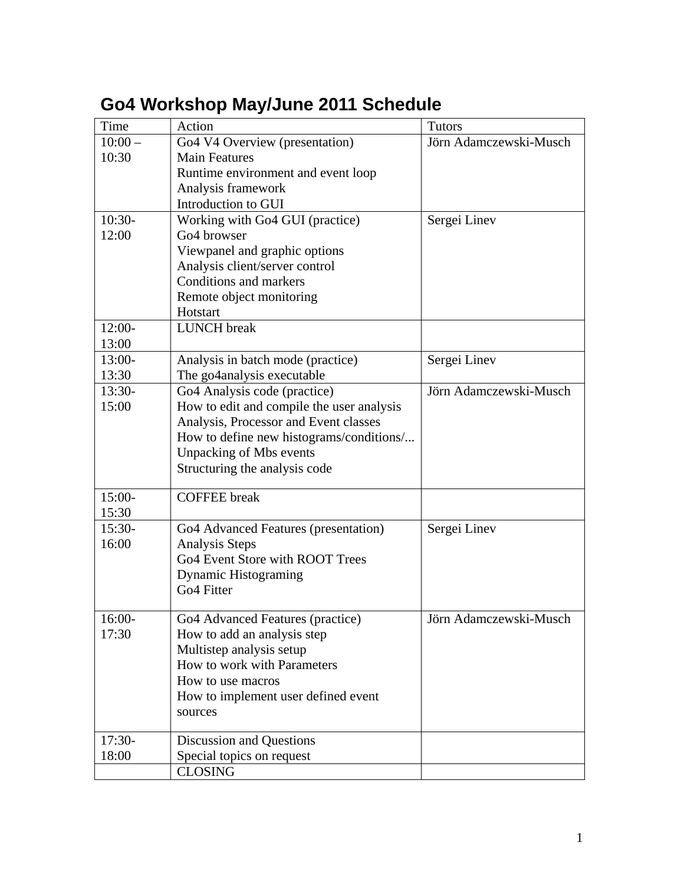# Go4 Workshop May/June 2011 Schedule

| Time | Action | Tutors |
|---|---|---|
| 10:00 – 10:30 | Go4 V4 Overview (presentation)<br>Main Features<br>Runtime environment and event loop<br>Analysis framework<br>Introduction to GUI | Jörn Adamczewski-Musch |
| 10:30-12:00 | Working with Go4 GUI (practice)<br>Go4 browser<br>Viewpanel and graphic options<br>Analysis client/server control<br>Conditions and markers<br>Remote object monitoring<br>Hotstart | Sergei Linev |
| 12:00-13:00 | LUNCH break | |
| 13:00-13:30 | Analysis in batch mode (practice)<br>The go4analysis executable | Sergei Linev |
| 13:30-15:00 | Go4 Analysis code (practice)<br>How to edit and compile the user analysis<br>Analysis, Processor and Event classes<br>How to define new histograms/conditions/...<br>Unpacking of Mbs events<br>Structuring the analysis code | Jörn Adamczewski-Musch |
| 15:00-15:30 | COFFEE break | |
| 15:30-16:00 | Go4 Advanced Features (presentation)<br>Analysis Steps<br>Go4 Event Store with ROOT Trees<br>Dynamic Histograming<br>Go4 Fitter | Sergei Linev |
| 16:00-17:30 | Go4 Advanced Features (practice)<br>How to add an analysis step<br>Multistep analysis setup<br>How to work with Parameters<br>How to use macros<br>How to implement user defined event sources | Jörn Adamczewski-Musch |
| 17:30-18:00 | Discussion and Questions<br>Special topics on request | |
| | CLOSING | |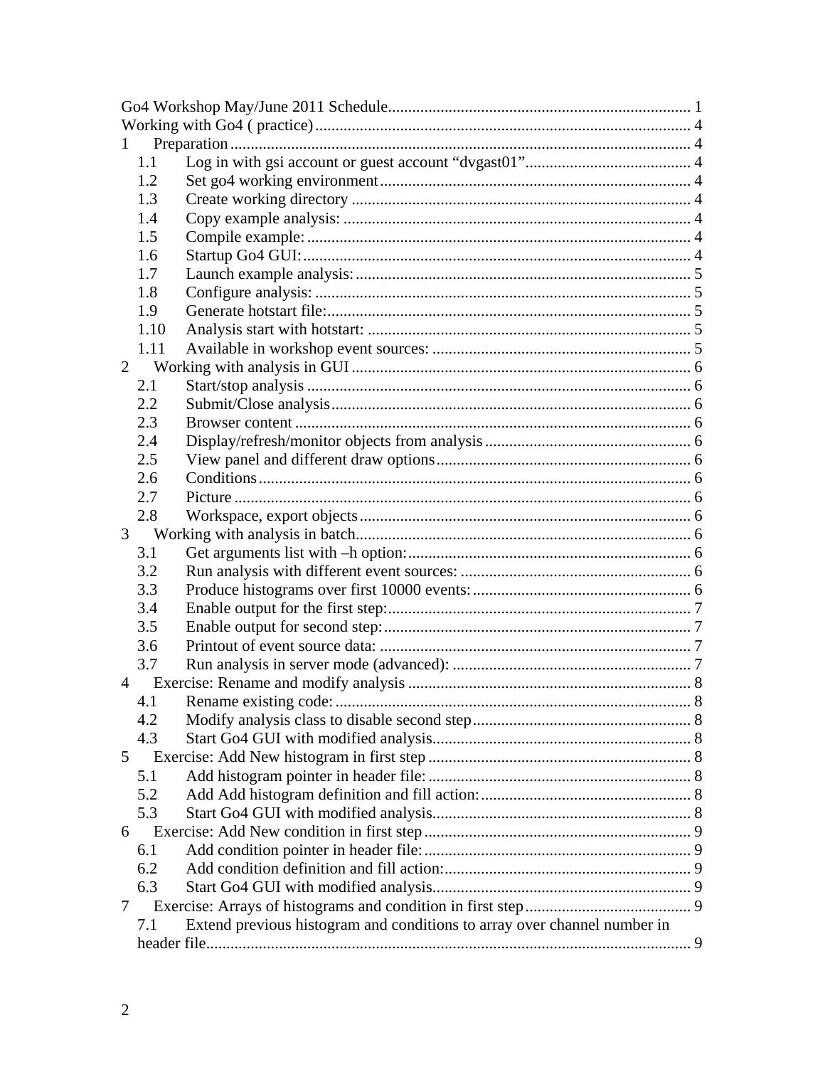Go4 Workshop May/June 2011 Schedule .......... 1
Working with Go4 ( practice) .......... 4

1 Preparation .......... 4
  - 1.1 Log in with gsi account or guest account "dvgast01" .......... 4
  - 1.2 Set go4 working environment .......... 4
  - 1.3 Create working directory .......... 4
  - 1.4 Copy example analysis: .......... 4
  - 1.5 Compile example: .......... 4
  - 1.6 Startup Go4 GUI: .......... 4
  - 1.7 Launch example analysis: .......... 5
  - 1.8 Configure analysis: .......... 5
  - 1.9 Generate hotstart file: .......... 5
  - 1.10 Analysis start with hotstart: .......... 5
  - 1.11 Available in workshop event sources: .......... 5

2 Working with analysis in GUI .......... 6
  - 2.1 Start/stop analysis .......... 6
  - 2.2 Submit/Close analysis .......... 6
  - 2.3 Browser content .......... 6
  - 2.4 Display/refresh/monitor objects from analysis .......... 6
  - 2.5 View panel and different draw options .......... 6
  - 2.6 Conditions .......... 6
  - 2.7 Picture .......... 6
  - 2.8 Workspace, export objects .......... 6

3 Working with analysis in batch .......... 6
  - 3.1 Get arguments list with –h option: .......... 6
  - 3.2 Run analysis with different event sources: .......... 6
  - 3.3 Produce histograms over first 10000 events: .......... 6
  - 3.4 Enable output for the first step: .......... 7
  - 3.5 Enable output for second step: .......... 7
  - 3.6 Printout of event source data: .......... 7
  - 3.7 Run analysis in server mode (advanced): .......... 7

4 Exercise: Rename and modify analysis .......... 8
  - 4.1 Rename existing code: .......... 8
  - 4.2 Modify analysis class to disable second step .......... 8
  - 4.3 Start Go4 GUI with modified analysis .......... 8

5 Exercise: Add New histogram in first step .......... 8
  - 5.1 Add histogram pointer in header file: .......... 8
  - 5.2 Add Add histogram definition and fill action: .......... 8
  - 5.3 Start Go4 GUI with modified analysis .......... 8

6 Exercise: Add New condition in first step .......... 9
  - 6.1 Add condition pointer in header file: .......... 9
  - 6.2 Add condition definition and fill action: .......... 9
  - 6.3 Start Go4 GUI with modified analysis .......... 9

7 Exercise: Arrays of histograms and condition in first step .......... 9
  - 7.1 Extend previous histogram and conditions to array over channel number in header file .......... 9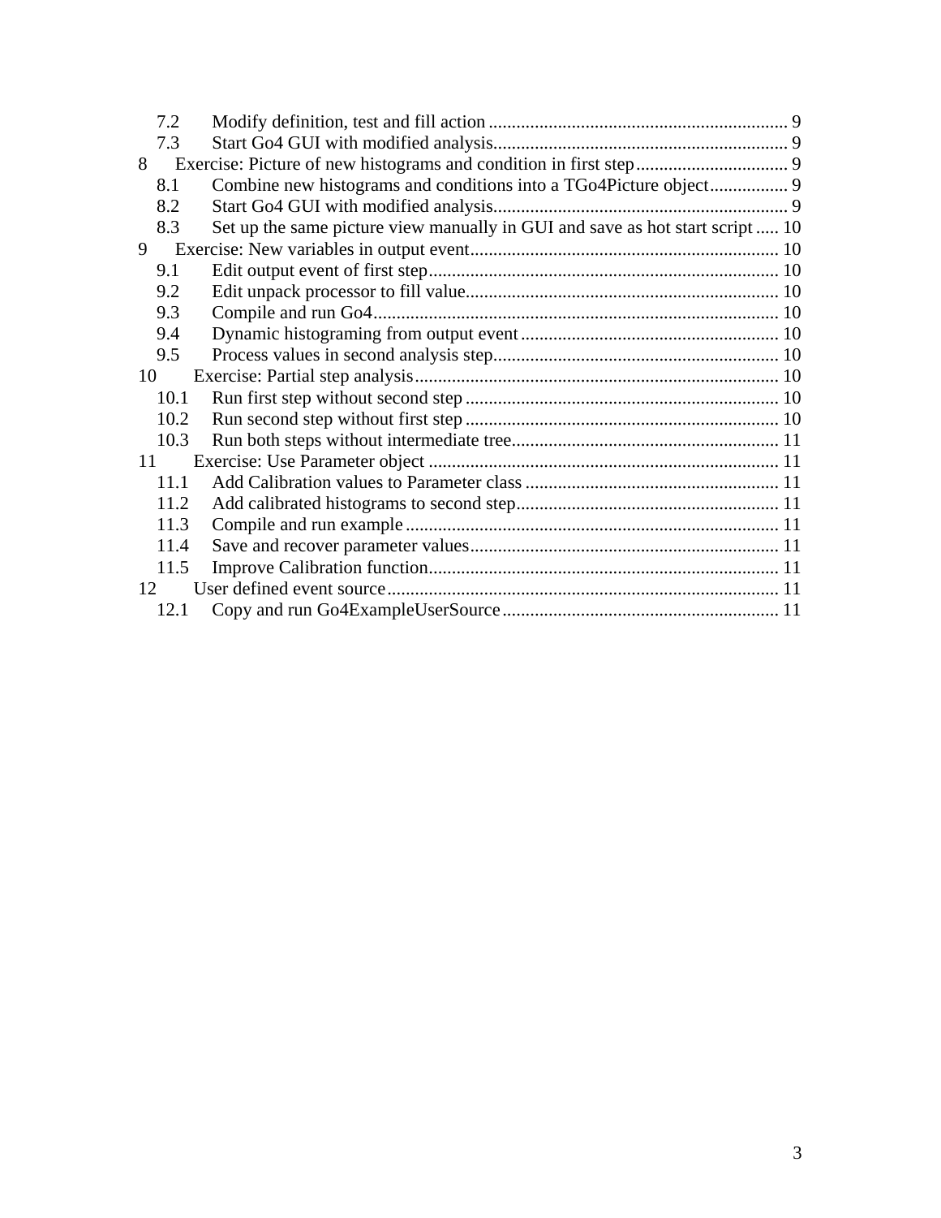7.2 Modify definition, test and fill action ................................................................ 9
7.3 Start Go4 GUI with modified analysis................................................................ 9
8 Exercise: Picture of new histograms and condition in first step................................. 9
8.1 Combine new histograms and conditions into a TGo4Picture object................. 9
8.2 Start Go4 GUI with modified analysis................................................................ 9
8.3 Set up the same picture view manually in GUI and save as hot start script ..... 10
9 Exercise: New variables in output event.................................................................. 10
9.1 Edit output event of first step........................................................................... 10
9.2 Edit unpack processor to fill value................................................................... 10
9.3 Compile and run Go4....................................................................................... 10
9.4 Dynamic histograming from output event........................................................ 10
9.5 Process values in second analysis step............................................................. 10
10 Exercise: Partial step analysis.............................................................................. 10
10.1 Run first step without second step ................................................................... 10
10.2 Run second step without first step ................................................................... 10
10.3 Run both steps without intermediate tree......................................................... 11
11 Exercise: Use Parameter object ............................................................................ 11
11.1 Add Calibration values to Parameter class ....................................................... 11
11.2 Add calibrated histograms to second step......................................................... 11
11.3 Compile and run example ................................................................................ 11
11.4 Save and recover parameter values.................................................................. 11
11.5 Improve Calibration function............................................................................ 11
12 User defined event source.................................................................................... 11
12.1 Copy and run Go4ExampleUserSource............................................................ 11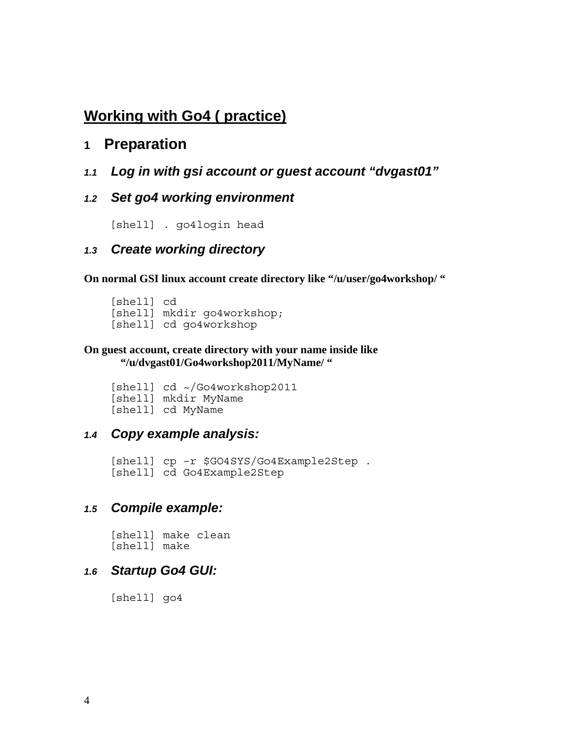## Working with Go4 ( practice)

# 1 Preparation

### 1.1 Log in with gsi account or guest account “dvgast01”

### 1.2 Set go4 working environment

```
[shell] . go4login head
```

### 1.3 Create working directory

**On normal GSI linux account create directory like “/u/user/go4workshop/ “**

```
[shell] cd
[shell] mkdir go4workshop;
[shell] cd go4workshop
```

**On guest account, create directory with your name inside like “/u/dvgast01/Go4workshop2011/MyName/ “**

```
[shell] cd ~/Go4workshop2011
[shell] mkdir MyName
[shell] cd MyName
```

### 1.4 Copy example analysis:

```
[shell] cp –r $GO4SYS/Go4Example2Step .
[shell] cd Go4Example2Step
```

### 1.5 Compile example:

```
[shell] make clean
[shell] make
```

### 1.6 Startup Go4 GUI:

```
[shell] go4
```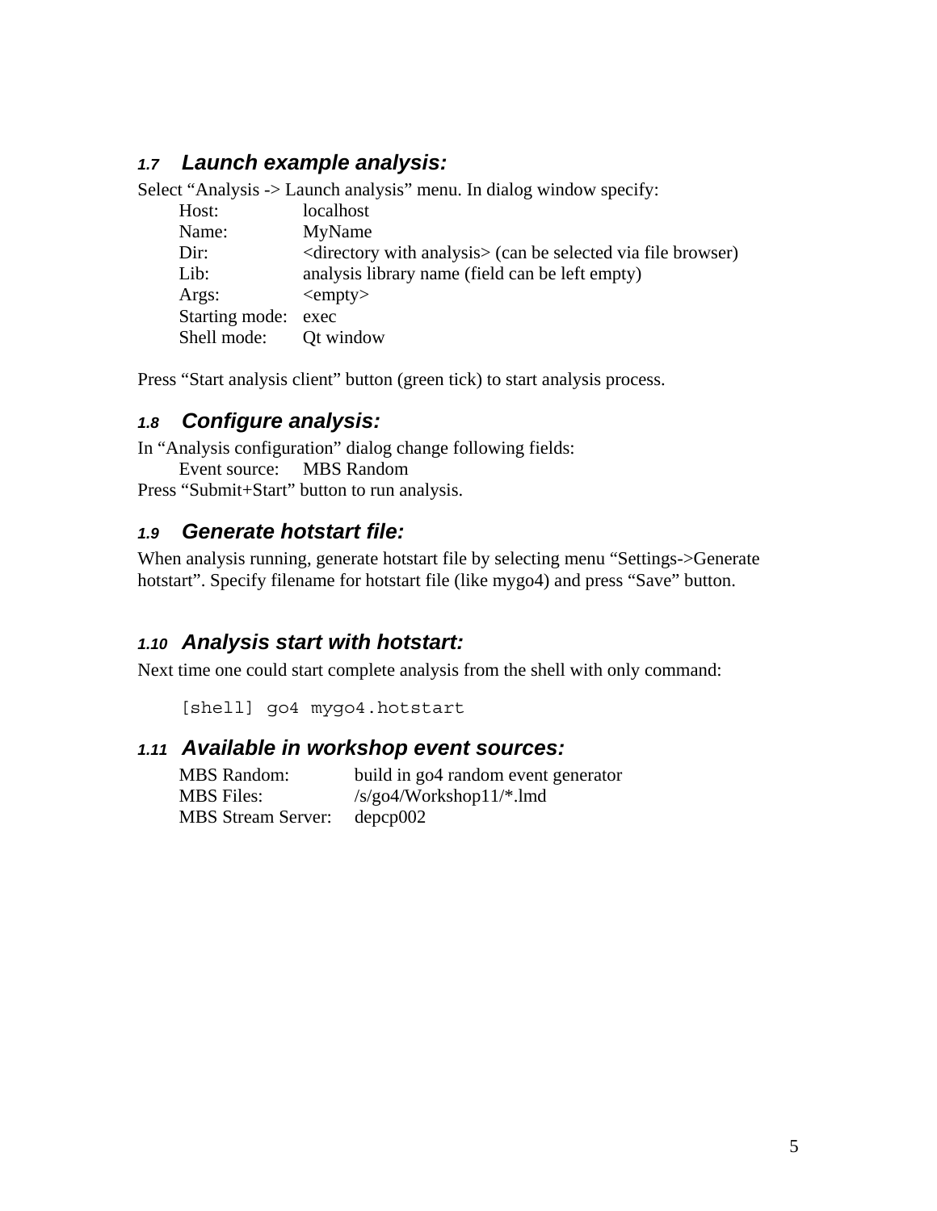### 1.7 Launch example analysis:

Select “Analysis -> Launch analysis” menu. In dialog window specify:

| | |
|---|---|
| Host: | localhost |
| Name: | MyName |
| Dir: | <directory with analysis> (can be selected via file browser) |
| Lib: | analysis library name (field can be left empty) |
| Args: | <empty> |
| Starting mode: | exec |
| Shell mode: | Qt window |

Press “Start analysis client” button (green tick) to start analysis process.

### 1.8 Configure analysis:

In “Analysis configuration” dialog change following fields:

Event source: MBS Random

Press “Submit+Start” button to run analysis.

### 1.9 Generate hotstart file:

When analysis running, generate hotstart file by selecting menu “Settings->Generate hotstart”. Specify filename for hotstart file (like mygo4) and press “Save” button.

### 1.10 Analysis start with hotstart:

Next time one could start complete analysis from the shell with only command:

```
[shell] go4 mygo4.hotstart
```

### 1.11 Available in workshop event sources:

| | |
|---|---|
| MBS Random: | build in go4 random event generator |
| MBS Files: | /s/go4/Workshop11/*.lmd |
| MBS Stream Server: | depcp002 |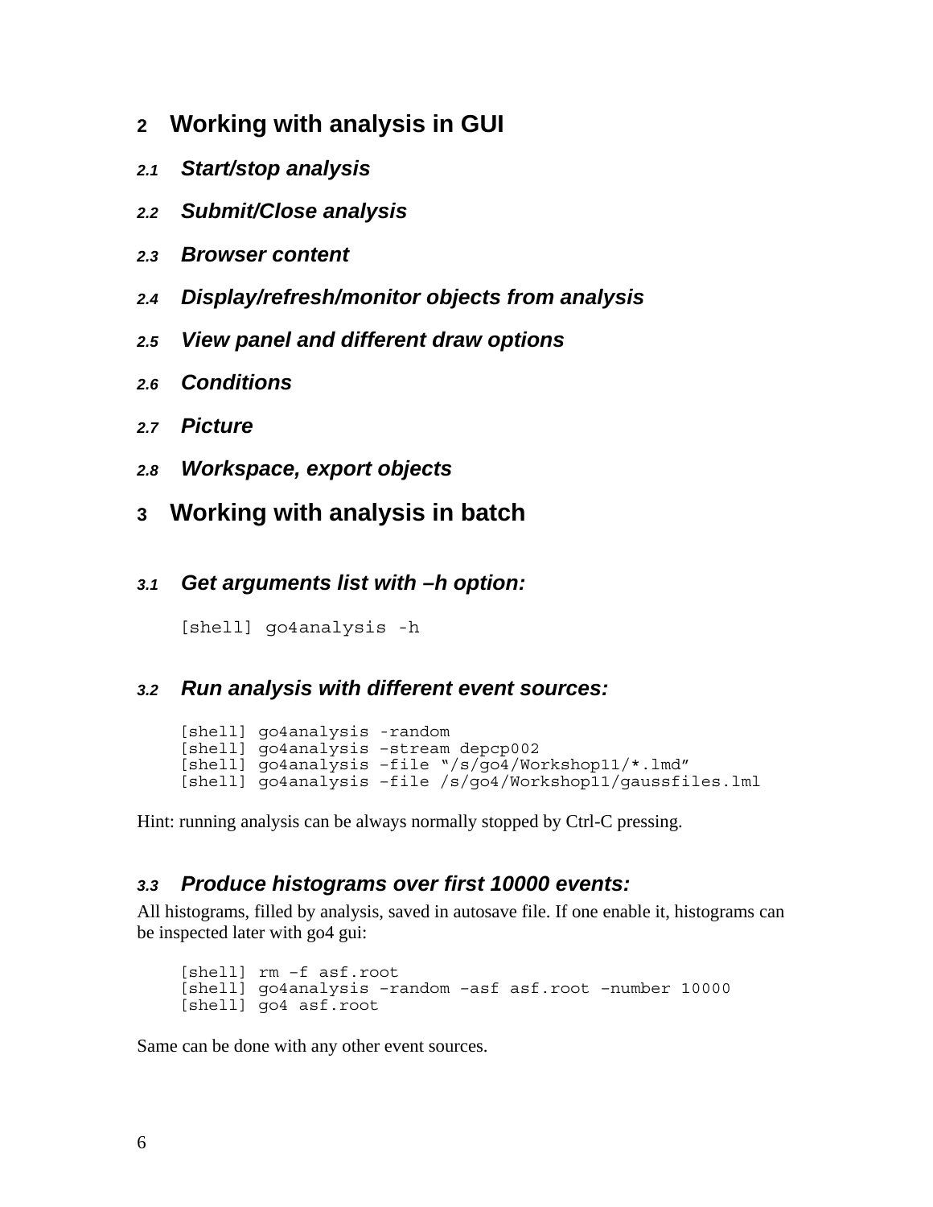# 2 Working with analysis in GUI

## *2.1 Start/stop analysis*

## *2.2 Submit/Close analysis*

## *2.3 Browser content*

## *2.4 Display/refresh/monitor objects from analysis*

## *2.5 View panel and different draw options*

## *2.6 Conditions*

## *2.7 Picture*

## *2.8 Workspace, export objects*

# 3 Working with analysis in batch

## *3.1 Get arguments list with –h option:*

```
[shell] go4analysis -h
```

## *3.2 Run analysis with different event sources:*

```
[shell] go4analysis -random
[shell] go4analysis –stream depcp002
[shell] go4analysis –file "/s/go4/Workshop11/*.lmd"
[shell] go4analysis –file /s/go4/Workshop11/gaussfiles.lml
```

Hint: running analysis can be always normally stopped by Ctrl-C pressing.

## *3.3 Produce histograms over first 10000 events:*

All histograms, filled by analysis, saved in autosave file. If one enable it, histograms can be inspected later with go4 gui:

```
[shell] rm –f asf.root
[shell] go4analysis –random –asf asf.root –number 10000
[shell] go4 asf.root
```

Same can be done with any other event sources.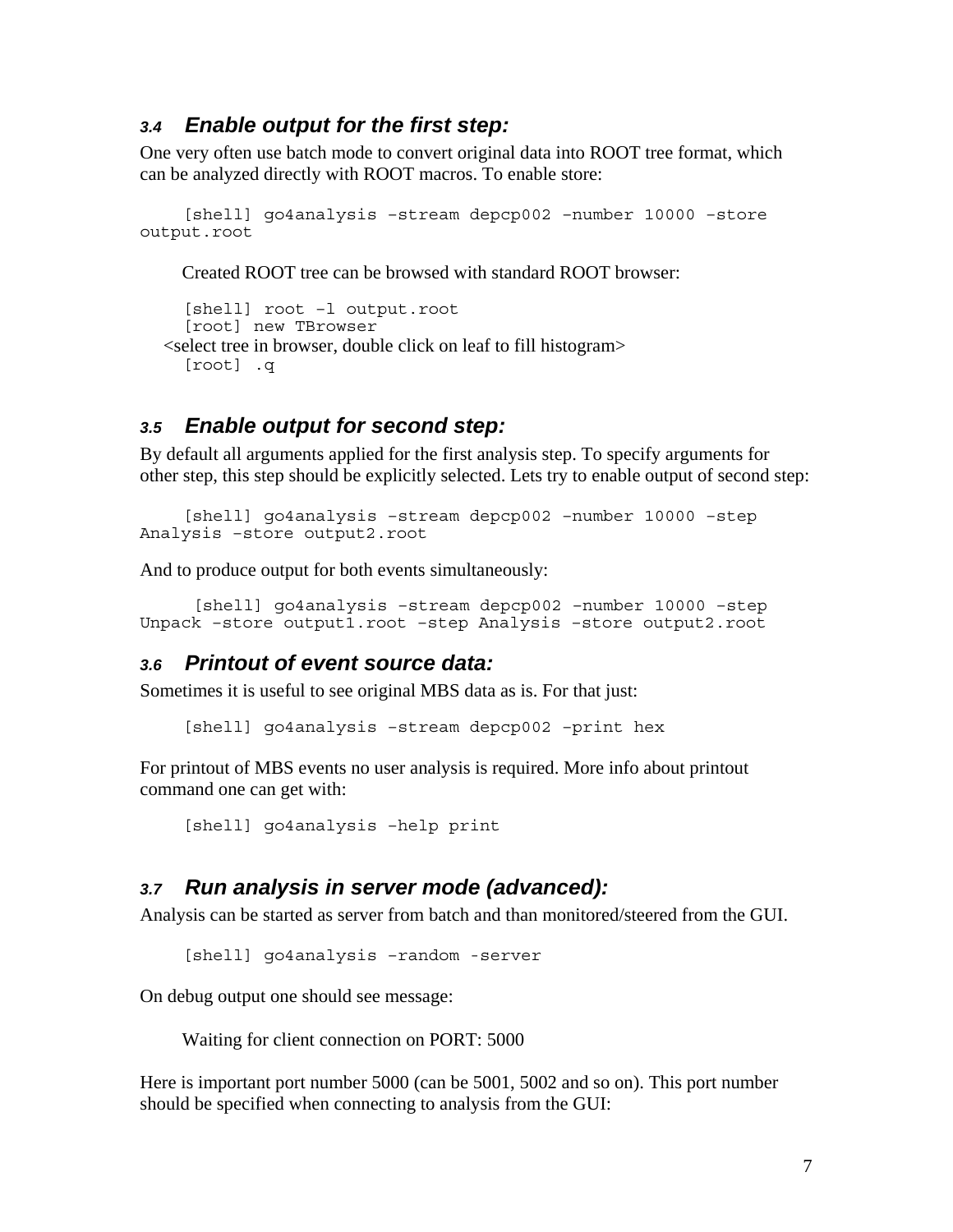### 3.4 Enable output for the first step:

One very often use batch mode to convert original data into ROOT tree format, which can be analyzed directly with ROOT macros. To enable store:

```
[shell] go4analysis –stream depcp002 –number 10000 –store output.root
```

Created ROOT tree can be browsed with standard ROOT browser:

```
[shell] root –l output.root
[root] new TBrowser
<select tree in browser, double click on leaf to fill histogram>
[root] .q
```

### 3.5 Enable output for second step:

By default all arguments applied for the first analysis step. To specify arguments for other step, this step should be explicitly selected. Lets try to enable output of second step:

```
[shell] go4analysis –stream depcp002 –number 10000 –step Analysis –store output2.root
```

And to produce output for both events simultaneously:

```
[shell] go4analysis –stream depcp002 –number 10000 –step Unpack –store output1.root –step Analysis –store output2.root
```

### 3.6 Printout of event source data:

Sometimes it is useful to see original MBS data as is. For that just:

```
[shell] go4analysis –stream depcp002 –print hex
```

For printout of MBS events no user analysis is required. More info about printout command one can get with:

```
[shell] go4analysis –help print
```

### 3.7 Run analysis in server mode (advanced):

Analysis can be started as server from batch and than monitored/steered from the GUI.

```
[shell] go4analysis –random -server
```

On debug output one should see message:

```
Waiting for client connection on PORT: 5000
```

Here is important port number 5000 (can be 5001, 5002 and so on). This port number should be specified when connecting to analysis from the GUI: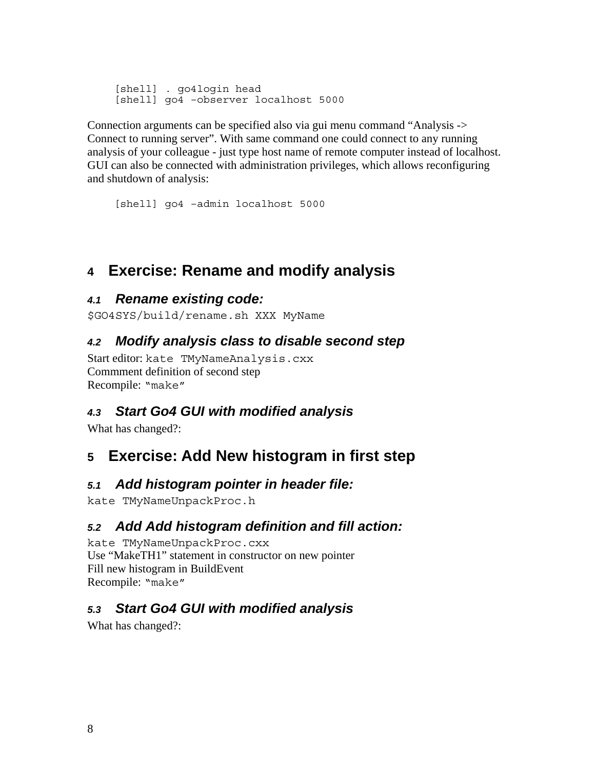```
[shell] . go4login head
[shell] go4 –observer localhost 5000
```

Connection arguments can be specified also via gui menu command “Analysis -> Connect to running server”. With same command one could connect to any running analysis of your colleague - just type host name of remote computer instead of localhost. GUI can also be connected with administration privileges, which allows reconfiguring and shutdown of analysis:

```
[shell] go4 –admin localhost 5000
```

# 4 Exercise: Rename and modify analysis

## 4.1 Rename existing code:

`$GO4SYS/build/rename.sh XXX MyName`

## 4.2 Modify analysis class to disable second step

Start editor: `kate TMyNameAnalysis.cxx`
Commment definition of second step
Recompile: `"make"`

## 4.3 Start Go4 GUI with modified analysis

What has changed?:

# 5 Exercise: Add New histogram in first step

## 5.1 Add histogram pointer in header file:

`kate TMyNameUnpackProc.h`

## 5.2 Add Add histogram definition and fill action:

`kate TMyNameUnpackProc.cxx`
Use “MakeTH1” statement in constructor on new pointer
Fill new histogram in BuildEvent
Recompile: `"make"`

## 5.3 Start Go4 GUI with modified analysis

What has changed?: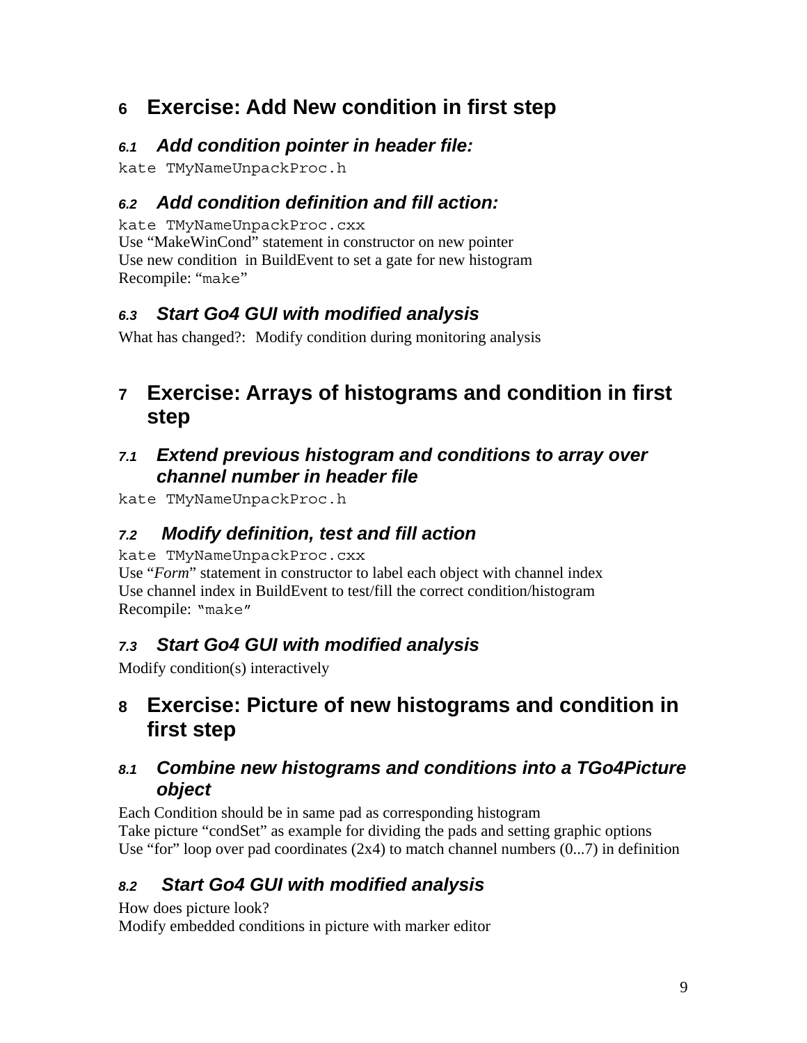# 6 Exercise: Add New condition in first step

## 6.1 Add condition pointer in header file:

`kate TMyNameUnpackProc.h`

## 6.2 Add condition definition and fill action:

`kate TMyNameUnpackProc.cxx`

Use “MakeWinCond” statement in constructor on new pointer
Use new condition in BuildEvent to set a gate for new histogram
Recompile: “`make`”

## 6.3 Start Go4 GUI with modified analysis

What has changed?: Modify condition during monitoring analysis

# 7 Exercise: Arrays of histograms and condition in first step

## 7.1 Extend previous histogram and conditions to array over channel number in header file

`kate TMyNameUnpackProc.h`

## 7.2 Modify definition, test and fill action

`kate TMyNameUnpackProc.cxx`

Use “*Form*” statement in constructor to label each object with channel index
Use channel index in BuildEvent to test/fill the correct condition/histogram
Recompile: “`make`”

## 7.3 Start Go4 GUI with modified analysis

Modify condition(s) interactively

# 8 Exercise: Picture of new histograms and condition in first step

## 8.1 Combine new histograms and conditions into a TGo4Picture object

Each Condition should be in same pad as corresponding histogram
Take picture “condSet” as example for dividing the pads and setting graphic options
Use “for” loop over pad coordinates (2x4) to match channel numbers (0...7) in definition

## 8.2 Start Go4 GUI with modified analysis

How does picture look?
Modify embedded conditions in picture with marker editor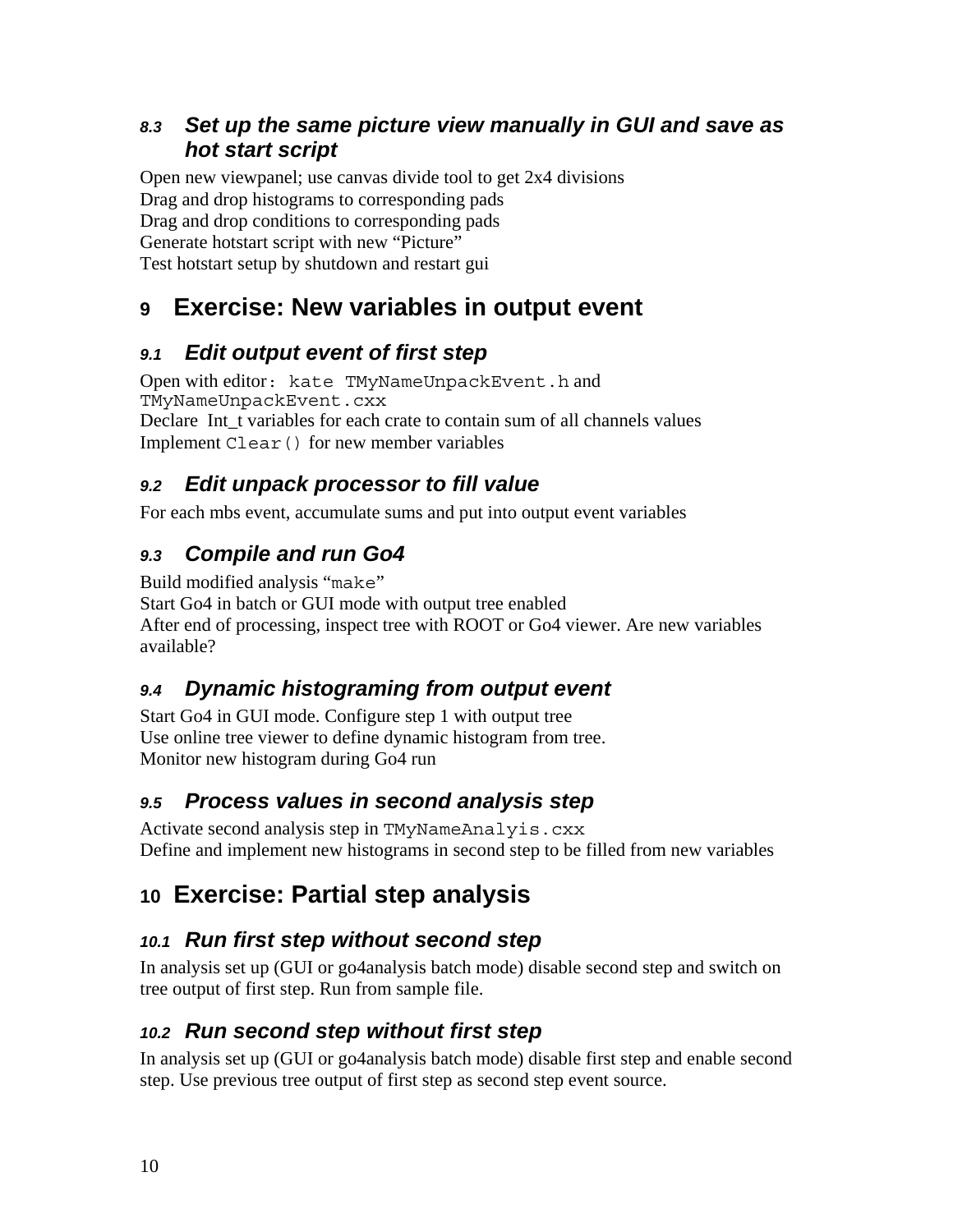### 8.3 Set up the same picture view manually in GUI and save as hot start script

Open new viewpanel; use canvas divide tool to get 2x4 divisions
Drag and drop histograms to corresponding pads
Drag and drop conditions to corresponding pads
Generate hotstart script with new "Picture"
Test hotstart setup by shutdown and restart gui

## 9 Exercise: New variables in output event

### 9.1 Edit output event of first step

Open with editor: `kate TMyNameUnpackEvent.h` and `TMyNameUnpackEvent.cxx`
Declare Int_t variables for each crate to contain sum of all channels values
Implement `Clear()` for new member variables

### 9.2 Edit unpack processor to fill value

For each mbs event, accumulate sums and put into output event variables

### 9.3 Compile and run Go4

Build modified analysis "`make`"
Start Go4 in batch or GUI mode with output tree enabled
After end of processing, inspect tree with ROOT or Go4 viewer. Are new variables available?

### 9.4 Dynamic histograming from output event

Start Go4 in GUI mode. Configure step 1 with output tree
Use online tree viewer to define dynamic histogram from tree.
Monitor new histogram during Go4 run

### 9.5 Process values in second analysis step

Activate second analysis step in `TMyNameAnalyis.cxx`
Define and implement new histograms in second step to be filled from new variables

## 10 Exercise: Partial step analysis

### 10.1 Run first step without second step

In analysis set up (GUI or go4analysis batch mode) disable second step and switch on tree output of first step. Run from sample file.

### 10.2 Run second step without first step

In analysis set up (GUI or go4analysis batch mode) disable first step and enable second step. Use previous tree output of first step as second step event source.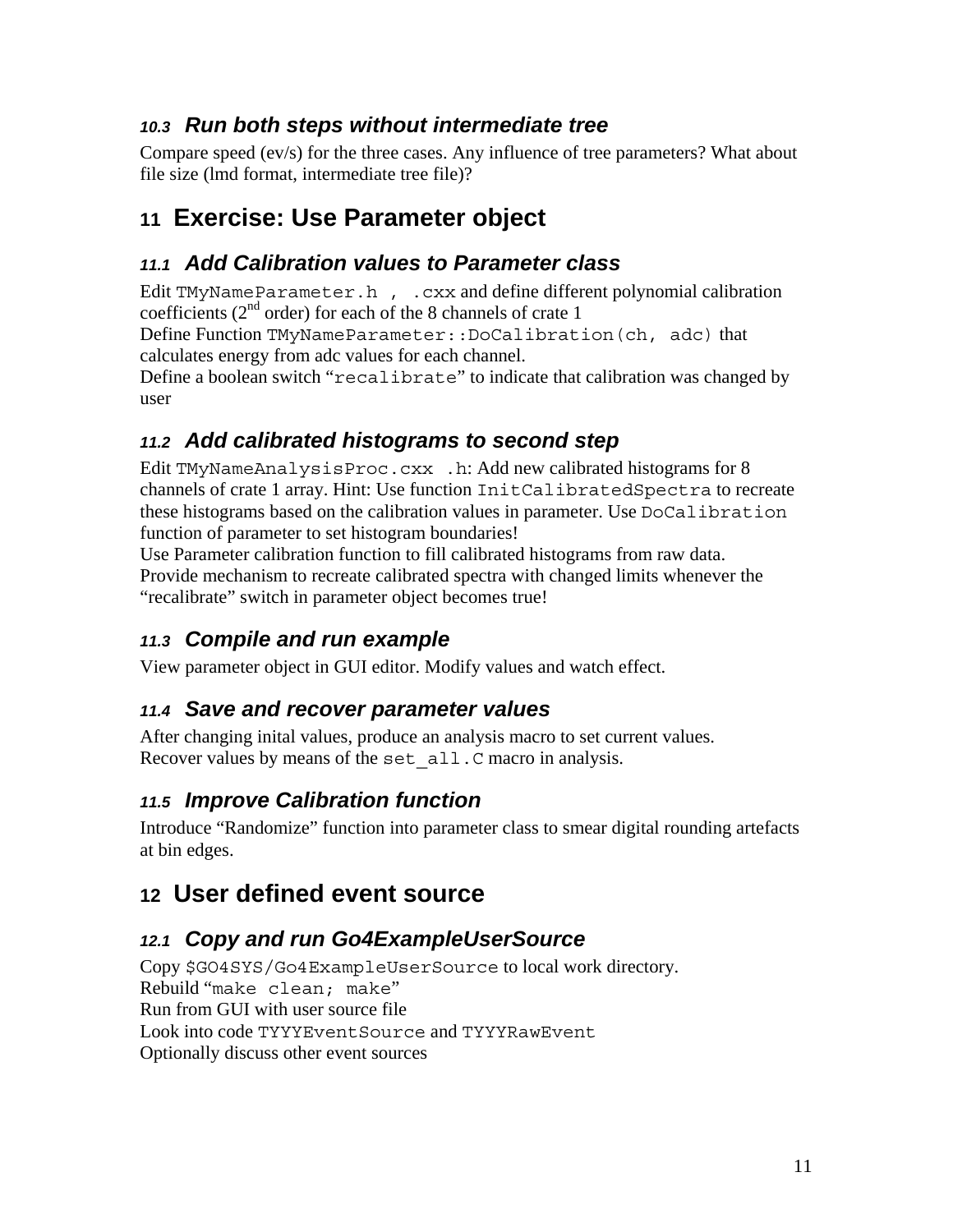### 10.3 Run both steps without intermediate tree

Compare speed (ev/s) for the three cases. Any influence of tree parameters? What about file size (lmd format, intermediate tree file)?

## 11 Exercise: Use Parameter object

### 11.1 Add Calibration values to Parameter class

Edit `TMyNameParameter.h , .cxx` and define different polynomial calibration coefficients (2nd order) for each of the 8 channels of crate 1
Define Function `TMyNameParameter::DoCalibration(ch, adc)` that calculates energy from adc values for each channel.
Define a boolean switch "`recalibrate`" to indicate that calibration was changed by user

### 11.2 Add calibrated histograms to second step

Edit `TMyNameAnalysisProc.cxx .h`: Add new calibrated histograms for 8 channels of crate 1 array. Hint: Use function `InitCalibratedSpectra` to recreate these histograms based on the calibration values in parameter. Use `DoCalibration` function of parameter to set histogram boundaries!
Use Parameter calibration function to fill calibrated histograms from raw data.
Provide mechanism to recreate calibrated spectra with changed limits whenever the "recalibrate" switch in parameter object becomes true!

### 11.3 Compile and run example

View parameter object in GUI editor. Modify values and watch effect.

### 11.4 Save and recover parameter values

After changing inital values, produce an analysis macro to set current values.
Recover values by means of the `set_all.C` macro in analysis.

### 11.5 Improve Calibration function

Introduce "Randomize" function into parameter class to smear digital rounding artefacts at bin edges.

## 12 User defined event source

### 12.1 Copy and run Go4ExampleUserSource

Copy `$GO4SYS/Go4ExampleUserSource` to local work directory.
Rebuild "`make clean; make`"
Run from GUI with user source file
Look into code `TYYYEventSource` and `TYYYRawEvent`
Optionally discuss other event sources